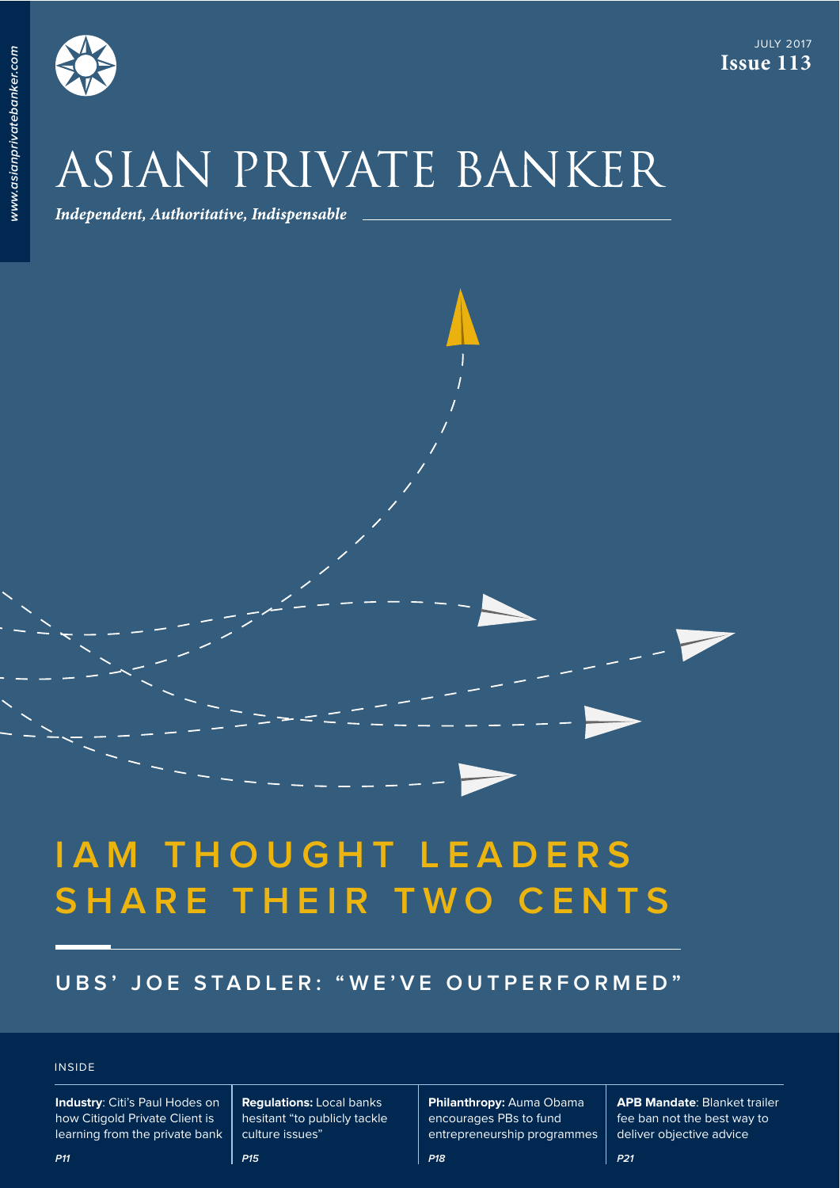JULY 2017
**Issue 113**

# ASIAN PRIVATE BANKER

*Independent, Authoritative, Indispensable*

www.asianprivatebanker.com

## IAM THOUGHT LEADERS SHARE THEIR TWO CENTS

### UBS' JOE STADLER: "WE'VE OUTPERFORMED"

INSIDE

**Industry**: Citi's Paul Hodes on how Citigold Private Client is learning from the private bank
*P11*

**Regulations:** Local banks hesitant "to publicly tackle culture issues"
*P15*

**Philanthropy:** Auma Obama encourages PBs to fund entrepreneurship programmes
*P18*

**APB Mandate**: Blanket trailer fee ban not the best way to deliver objective advice
*P21*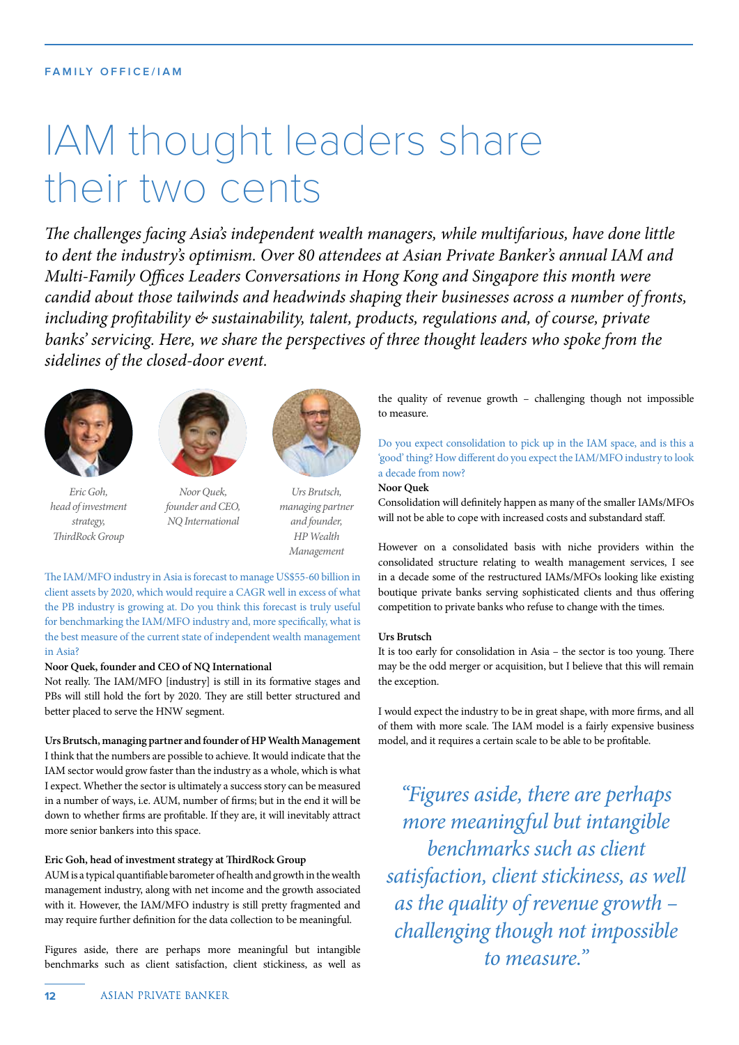FAMILY OFFICE/IAM

# IAM thought leaders share their two cents

*The challenges facing Asia's independent wealth managers, while multifarious, have done little to dent the industry's optimism. Over 80 attendees at Asian Private Banker's annual IAM and Multi-Family Offices Leaders Conversations in Hong Kong and Singapore this month were candid about those tailwinds and headwinds shaping their businesses across a number of fronts, including profitability & sustainability, talent, products, regulations and, of course, private banks' servicing. Here, we share the perspectives of three thought leaders who spoke from the sidelines of the closed-door event.*

*Eric Goh, head of investment strategy, ThirdRock Group*

*Noor Quek, founder and CEO, NQ International*

*Urs Brutsch, managing partner and founder, HP Wealth Management*

The IAM/MFO industry in Asia is forecast to manage US$55-60 billion in client assets by 2020, which would require a CAGR well in excess of what the PB industry is growing at. Do you think this forecast is truly useful for benchmarking the IAM/MFO industry and, more specifically, what is the best measure of the current state of independent wealth management in Asia?

**Noor Quek, founder and CEO of NQ International**

Not really. The IAM/MFO [industry] is still in its formative stages and PBs will still hold the fort by 2020. They are still better structured and better placed to serve the HNW segment.

**Urs Brutsch, managing partner and founder of HP Wealth Management**

I think that the numbers are possible to achieve. It would indicate that the IAM sector would grow faster than the industry as a whole, which is what I expect. Whether the sector is ultimately a success story can be measured in a number of ways, i.e. AUM, number of firms; but in the end it will be down to whether firms are profitable. If they are, it will inevitably attract more senior bankers into this space.

**Eric Goh, head of investment strategy at ThirdRock Group**

AUM is a typical quantifiable barometer of health and growth in the wealth management industry, along with net income and the growth associated with it. However, the IAM/MFO industry is still pretty fragmented and may require further definition for the data collection to be meaningful.

Figures aside, there are perhaps more meaningful but intangible benchmarks such as client satisfaction, client stickiness, as well as the quality of revenue growth – challenging though not impossible to measure.

Do you expect consolidation to pick up in the IAM space, and is this a 'good' thing? How different do you expect the IAM/MFO industry to look a decade from now?

**Noor Quek**

Consolidation will definitely happen as many of the smaller IAMs/MFOs will not be able to cope with increased costs and substandard staff.

However on a consolidated basis with niche providers within the consolidated structure relating to wealth management services, I see in a decade some of the restructured IAMs/MFOs looking like existing boutique private banks serving sophisticated clients and thus offering competition to private banks who refuse to change with the times.

**Urs Brutsch**

It is too early for consolidation in Asia – the sector is too young. There may be the odd merger or acquisition, but I believe that this will remain the exception.

I would expect the industry to be in great shape, with more firms, and all of them with more scale. The IAM model is a fairly expensive business model, and it requires a certain scale to be able to be profitable.

> *"Figures aside, there are perhaps more meaningful but intangible benchmarks such as client satisfaction, client stickiness, as well as the quality of revenue growth – challenging though not impossible to measure."*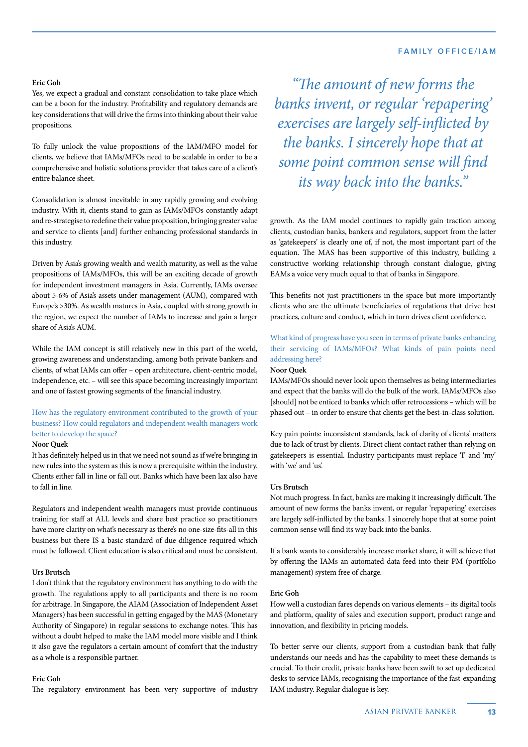**Eric Goh**
Yes, we expect a gradual and constant consolidation to take place which can be a boon for the industry. Profitability and regulatory demands are key considerations that will drive the firms into thinking about their value propositions.

To fully unlock the value propositions of the IAM/MFO model for clients, we believe that IAMs/MFOs need to be scalable in order to be a comprehensive and holistic solutions provider that takes care of a client's entire balance sheet.

Consolidation is almost inevitable in any rapidly growing and evolving industry. With it, clients stand to gain as IAMs/MFOs constantly adapt and re-strategise to redefine their value proposition, bringing greater value and service to clients [and] further enhancing professional standards in this industry.

Driven by Asia's growing wealth and wealth maturity, as well as the value propositions of IAMs/MFOs, this will be an exciting decade of growth for independent investment managers in Asia. Currently, IAMs oversee about 5-6% of Asia's assets under management (AUM), compared with Europe's >30%. As wealth matures in Asia, coupled with strong growth in the region, we expect the number of IAMs to increase and gain a larger share of Asia's AUM.

While the IAM concept is still relatively new in this part of the world, growing awareness and understanding, among both private bankers and clients, of what IAMs can offer – open architecture, client-centric model, independence, etc. – will see this space becoming increasingly important and one of fastest growing segments of the financial industry.

How has the regulatory environment contributed to the growth of your business? How could regulators and independent wealth managers work better to develop the space?

**Noor Quek**
It has definitely helped us in that we need not sound as if we're bringing in new rules into the system as this is now a prerequisite within the industry. Clients either fall in line or fall out. Banks which have been lax also have to fall in line.

Regulators and independent wealth managers must provide continuous training for staff at ALL levels and share best practice so practitioners have more clarity on what's necessary as there's no one-size-fits-all in this business but there IS a basic standard of due diligence required which must be followed. Client education is also critical and must be consistent.

**Urs Brutsch**
I don't think that the regulatory environment has anything to do with the growth. The regulations apply to all participants and there is no room for arbitrage. In Singapore, the AIAM (Association of Independent Asset Managers) has been successful in getting engaged by the MAS (Monetary Authority of Singapore) in regular sessions to exchange notes. This has without a doubt helped to make the IAM model more visible and I think it also gave the regulators a certain amount of comfort that the industry as a whole is a responsible partner.

**Eric Goh**
The regulatory environment has been very supportive of industry growth. As the IAM model continues to rapidly gain traction among clients, custodian banks, bankers and regulators, support from the latter as 'gatekeepers' is clearly one of, if not, the most important part of the equation. The MAS has been supportive of this industry, building a constructive working relationship through constant dialogue, giving EAMs a voice very much equal to that of banks in Singapore.

This benefits not just practitioners in the space but more importantly clients who are the ultimate beneficiaries of regulations that drive best practices, culture and conduct, which in turn drives client confidence.

*"The amount of new forms the banks invent, or regular 'repapering' exercises are largely self-inflicted by the banks. I sincerely hope that at some point common sense will find its way back into the banks."*

What kind of progress have you seen in terms of private banks enhancing their servicing of IAMs/MFOs? What kinds of pain points need addressing here?

**Noor Quek**
IAMs/MFOs should never look upon themselves as being intermediaries and expect that the banks will do the bulk of the work. IAMs/MFOs also [should] not be enticed to banks which offer retrocessions – which will be phased out – in order to ensure that clients get the best-in-class solution.

Key pain points: inconsistent standards, lack of clarity of clients' matters due to lack of trust by clients. Direct client contact rather than relying on gatekeepers is essential. Industry participants must replace 'I' and 'my' with 'we' and 'us'.

**Urs Brutsch**
Not much progress. In fact, banks are making it increasingly difficult. The amount of new forms the banks invent, or regular 'repapering' exercises are largely self-inflicted by the banks. I sincerely hope that at some point common sense will find its way back into the banks.

If a bank wants to considerably increase market share, it will achieve that by offering the IAMs an automated data feed into their PM (portfolio management) system free of charge.

**Eric Goh**
How well a custodian fares depends on various elements – its digital tools and platform, quality of sales and execution support, product range and innovation, and flexibility in pricing models.

To better serve our clients, support from a custodian bank that fully understands our needs and has the capability to meet these demands is crucial. To their credit, private banks have been swift to set up dedicated desks to service IAMs, recognising the importance of the fast-expanding IAM industry. Regular dialogue is key.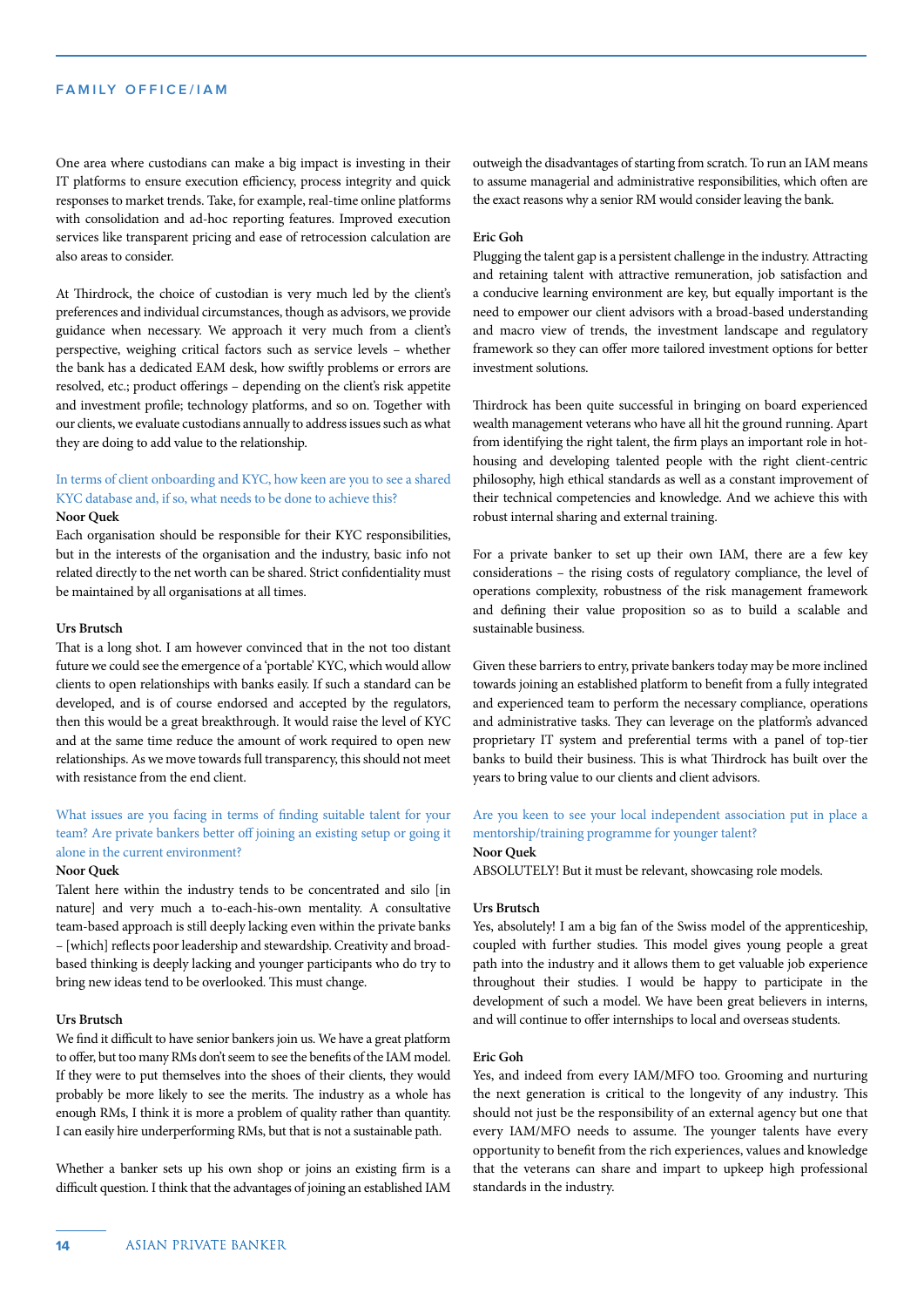One area where custodians can make a big impact is investing in their IT platforms to ensure execution efficiency, process integrity and quick responses to market trends. Take, for example, real-time online platforms with consolidation and ad-hoc reporting features. Improved execution services like transparent pricing and ease of retrocession calculation are also areas to consider.

At Thirdrock, the choice of custodian is very much led by the client's preferences and individual circumstances, though as advisors, we provide guidance when necessary. We approach it very much from a client's perspective, weighing critical factors such as service levels – whether the bank has a dedicated EAM desk, how swiftly problems or errors are resolved, etc.; product offerings – depending on the client's risk appetite and investment profile; technology platforms, and so on. Together with our clients, we evaluate custodians annually to address issues such as what they are doing to add value to the relationship.

In terms of client onboarding and KYC, how keen are you to see a shared KYC database and, if so, what needs to be done to achieve this?

**Noor Quek**

Each organisation should be responsible for their KYC responsibilities, but in the interests of the organisation and the industry, basic info not related directly to the net worth can be shared. Strict confidentiality must be maintained by all organisations at all times.

**Urs Brutsch**

That is a long shot. I am however convinced that in the not too distant future we could see the emergence of a 'portable' KYC, which would allow clients to open relationships with banks easily. If such a standard can be developed, and is of course endorsed and accepted by the regulators, then this would be a great breakthrough. It would raise the level of KYC and at the same time reduce the amount of work required to open new relationships. As we move towards full transparency, this should not meet with resistance from the end client.

What issues are you facing in terms of finding suitable talent for your team? Are private bankers better off joining an existing setup or going it alone in the current environment?

**Noor Quek**

Talent here within the industry tends to be concentrated and silo [in nature] and very much a to-each-his-own mentality. A consultative team-based approach is still deeply lacking even within the private banks – [which] reflects poor leadership and stewardship. Creativity and broad-based thinking is deeply lacking and younger participants who do try to bring new ideas tend to be overlooked. This must change.

**Urs Brutsch**

We find it difficult to have senior bankers join us. We have a great platform to offer, but too many RMs don't seem to see the benefits of the IAM model. If they were to put themselves into the shoes of their clients, they would probably be more likely to see the merits. The industry as a whole has enough RMs, I think it is more a problem of quality rather than quantity. I can easily hire underperforming RMs, but that is not a sustainable path.

Whether a banker sets up his own shop or joins an existing firm is a difficult question. I think that the advantages of joining an established IAM outweigh the disadvantages of starting from scratch. To run an IAM means to assume managerial and administrative responsibilities, which often are the exact reasons why a senior RM would consider leaving the bank.

**Eric Goh**

Plugging the talent gap is a persistent challenge in the industry. Attracting and retaining talent with attractive remuneration, job satisfaction and a conducive learning environment are key, but equally important is the need to empower our client advisors with a broad-based understanding and macro view of trends, the investment landscape and regulatory framework so they can offer more tailored investment options for better investment solutions.

Thirdrock has been quite successful in bringing on board experienced wealth management veterans who have all hit the ground running. Apart from identifying the right talent, the firm plays an important role in hot-housing and developing talented people with the right client-centric philosophy, high ethical standards as well as a constant improvement of their technical competencies and knowledge. And we achieve this with robust internal sharing and external training.

For a private banker to set up their own IAM, there are a few key considerations – the rising costs of regulatory compliance, the level of operations complexity, robustness of the risk management framework and defining their value proposition so as to build a scalable and sustainable business.

Given these barriers to entry, private bankers today may be more inclined towards joining an established platform to benefit from a fully integrated and experienced team to perform the necessary compliance, operations and administrative tasks. They can leverage on the platform's advanced proprietary IT system and preferential terms with a panel of top-tier banks to build their business. This is what Thirdrock has built over the years to bring value to our clients and client advisors.

Are you keen to see your local independent association put in place a mentorship/training programme for younger talent?

**Noor Quek**

ABSOLUTELY! But it must be relevant, showcasing role models.

**Urs Brutsch**

Yes, absolutely! I am a big fan of the Swiss model of the apprenticeship, coupled with further studies. This model gives young people a great path into the industry and it allows them to get valuable job experience throughout their studies. I would be happy to participate in the development of such a model. We have been great believers in interns, and will continue to offer internships to local and overseas students.

**Eric Goh**

Yes, and indeed from every IAM/MFO too. Grooming and nurturing the next generation is critical to the longevity of any industry. This should not just be the responsibility of an external agency but one that every IAM/MFO needs to assume. The younger talents have every opportunity to benefit from the rich experiences, values and knowledge that the veterans can share and impart to upkeep high professional standards in the industry.